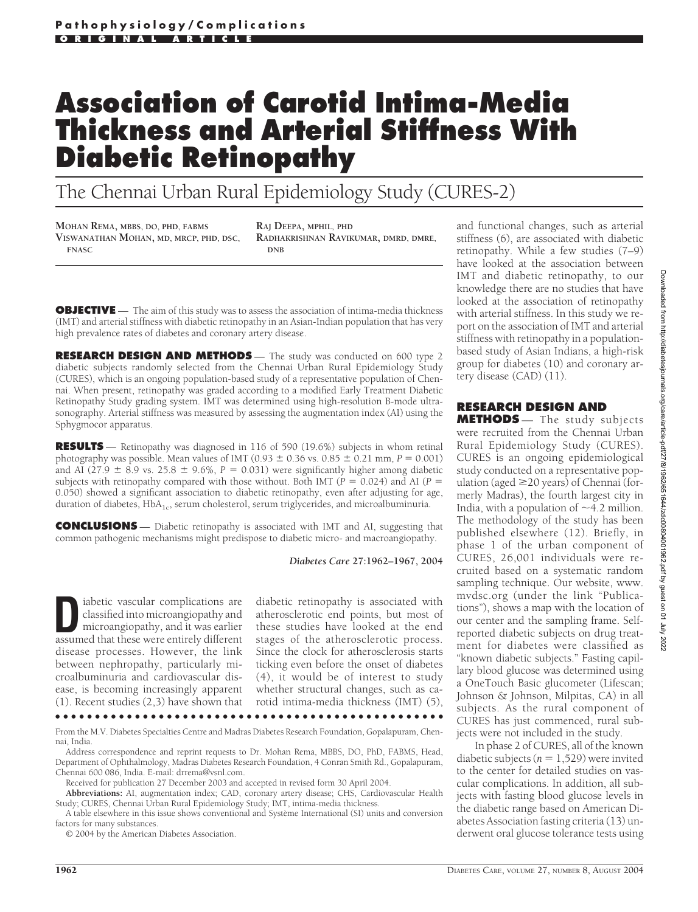Pathophysiology/Complications

ORIGINAL ARTICLE

# Association of Carotid Intima-Media Thickness and Arterial Stiffness With Diabetic Retinopathy

## The Chennai Urban Rural Epidemiology Study (CURES-2)

MOHAN REMA, MBBS, DO, PHD, FABMS
VISWANATHAN MOHAN, MD, MRCP, PHD, DSC, FNASC
RAJ DEEPA, MPHIL, PHD
RADHAKRISHNAN RAVIKUMAR, DMRD, DMRE, DNB

**OBJECTIVE** — The aim of this study was to assess the association of intima-media thickness (IMT) and arterial stiffness with diabetic retinopathy in an Asian-Indian population that has very high prevalence rates of diabetes and coronary artery disease.

**RESEARCH DESIGN AND METHODS** — The study was conducted on 600 type 2 diabetic subjects randomly selected from the Chennai Urban Rural Epidemiology Study (CURES), which is an ongoing population-based study of a representative population of Chennai. When present, retinopathy was graded according to a modified Early Treatment Diabetic Retinopathy Study grading system. IMT was determined using high-resolution B-mode ultrasonography. Arterial stiffness was measured by assessing the augmentation index (AI) using the Sphygmocor apparatus.

**RESULTS** — Retinopathy was diagnosed in 116 of 590 (19.6%) subjects in whom retinal photography was possible. Mean values of IMT (0.93 ± 0.36 vs. 0.85 ± 0.21 mm, $P = 0.001$) and AI (27.9 ± 8.9 vs. 25.8 ± 9.6%, $P = 0.031$) were significantly higher among diabetic subjects with retinopathy compared with those without. Both IMT ($P = 0.024$) and AI ($P = 0.050$) showed a significant association to diabetic retinopathy, even after adjusting for age, duration of diabetes, $HbA_{1c}$, serum cholesterol, serum triglycerides, and microalbuminuria.

**CONCLUSIONS** — Diabetic retinopathy is associated with IMT and AI, suggesting that common pathogenic mechanisms might predispose to diabetic micro- and macroangiopathy.

*Diabetes Care* 27:1962–1967, 2004

Diabetic vascular complications are classified into microangiopathy and microangiopathy, and it was earlier assumed that these were entirely different disease processes. However, the link between nephropathy, particularly microalbuminuria and cardiovascular disease, is becoming increasingly apparent (1). Recent studies (2,3) have shown that diabetic retinopathy is associated with atherosclerotic end points, but most of these studies have looked at the end stages of the atherosclerotic process. Since the clock for atherosclerosis starts ticking even before the onset of diabetes (4), it would be of interest to study whether structural changes, such as carotid intima-media thickness (IMT) (5), and functional changes, such as arterial stiffness (6), are associated with diabetic retinopathy. While a few studies (7–9) have looked at the association between IMT and diabetic retinopathy, to our knowledge there are no studies that have looked at the association of retinopathy with arterial stiffness. In this study we report on the association of IMT and arterial stiffness with retinopathy in a population-based study of Asian Indians, a high-risk group for diabetes (10) and coronary artery disease (CAD) (11).

## RESEARCH DESIGN AND METHODS

The study subjects were recruited from the Chennai Urban Rural Epidemiology Study (CURES). CURES is an ongoing epidemiological study conducted on a representative population (aged ≥20 years) of Chennai (formerly Madras), the fourth largest city in India, with a population of ~4.2 million. The methodology of the study has been published elsewhere (12). Briefly, in phase 1 of the urban component of CURES, 26,001 individuals were recruited based on a systematic random sampling technique. Our website, www.mvdsc.org (under the link "Publications"), shows a map with the location of our center and the sampling frame. Self-reported diabetic subjects on drug treatment for diabetes were classified as "known diabetic subjects." Fasting capillary blood glucose was determined using a OneTouch Basic glucometer (Lifescan; Johnson & Johnson, Milpitas, CA) in all subjects. As the rural component of CURES has just commenced, rural subjects were not included in the study.

In phase 2 of CURES, all of the known diabetic subjects ($n = 1,529$) were invited to the center for detailed studies on vascular complications. In addition, all subjects with fasting blood glucose levels in the diabetic range based on American Diabetes Association fasting criteria (13) underwent oral glucose tolerance tests using

---

From the M.V. Diabetes Specialties Centre and Madras Diabetes Research Foundation, Gopalapuram, Chennai, India.

Address correspondence and reprint requests to Dr. Mohan Rema, MBBS, DO, PhD, FABMS, Head, Department of Ophthalmology, Madras Diabetes Research Foundation, 4 Conran Smith Rd., Gopalapuram, Chennai 600 086, India. E-mail: drrema@vsnl.com.

Received for publication 27 December 2003 and accepted in revised form 30 April 2004.

**Abbreviations:** AI, augmentation index; CAD, coronary artery disease; CHS, Cardiovascular Health Study; CURES, Chennai Urban Rural Epidemiology Study; IMT, intima-media thickness.

A table elsewhere in this issue shows conventional and Système International (SI) units and conversion factors for many substances.

© 2004 by the American Diabetes Association.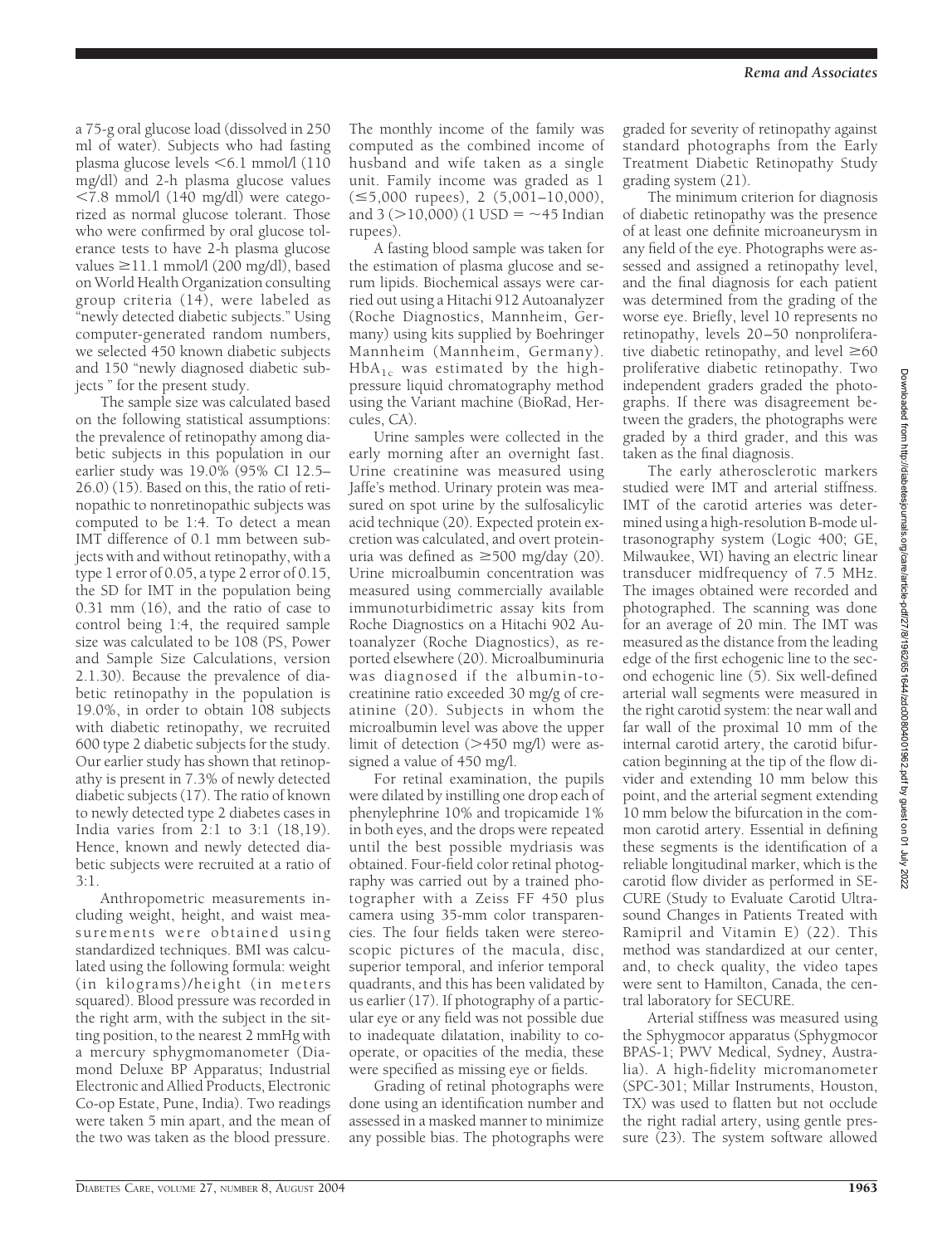a 75-g oral glucose load (dissolved in 250 ml of water). Subjects who had fasting plasma glucose levels <6.1 mmol/l (110 mg/dl) and 2-h plasma glucose values <7.8 mmol/l (140 mg/dl) were categorized as normal glucose tolerant. Those who were confirmed by oral glucose tolerance tests to have 2-h plasma glucose values ≥11.1 mmol/l (200 mg/dl), based on World Health Organization consulting group criteria (14), were labeled as "newly detected diabetic subjects." Using computer-generated random numbers, we selected 450 known diabetic subjects and 150 "newly diagnosed diabetic subjects " for the present study.

The sample size was calculated based on the following statistical assumptions: the prevalence of retinopathy among diabetic subjects in this population in our earlier study was 19.0% (95% CI 12.5–26.0) (15). Based on this, the ratio of retinopathic to nonretinopathic subjects was computed to be 1:4. To detect a mean IMT difference of 0.1 mm between subjects with and without retinopathy, with a type 1 error of 0.05, a type 2 error of 0.15, the SD for IMT in the population being 0.31 mm (16), and the ratio of case to control being 1:4, the required sample size was calculated to be 108 (PS, Power and Sample Size Calculations, version 2.1.30). Because the prevalence of diabetic retinopathy in the population is 19.0%, in order to obtain 108 subjects with diabetic retinopathy, we recruited 600 type 2 diabetic subjects for the study. Our earlier study has shown that retinopathy is present in 7.3% of newly detected diabetic subjects (17). The ratio of known to newly detected type 2 diabetes cases in India varies from 2:1 to 3:1 (18,19). Hence, known and newly detected diabetic subjects were recruited at a ratio of 3:1.

Anthropometric measurements including weight, height, and waist measurements were obtained using standardized techniques. BMI was calculated using the following formula: weight (in kilograms)/height (in meters squared). Blood pressure was recorded in the right arm, with the subject in the sitting position, to the nearest 2 mmHg with a mercury sphygmomanometer (Diamond Deluxe BP Apparatus; Industrial Electronic and Allied Products, Electronic Co-op Estate, Pune, India). Two readings were taken 5 min apart, and the mean of the two was taken as the blood pressure.

The monthly income of the family was computed as the combined income of husband and wife taken as a single unit. Family income was graded as 1 (≤5,000 rupees), 2 (5,001–10,000), and 3 (>10,000) (1 USD = ~45 Indian rupees).

A fasting blood sample was taken for the estimation of plasma glucose and serum lipids. Biochemical assays were carried out using a Hitachi 912 Autoanalyzer (Roche Diagnostics, Mannheim, Germany) using kits supplied by Boehringer Mannheim (Mannheim, Germany). $HbA_{1c}$ was estimated by the high-pressure liquid chromatography method using the Variant machine (BioRad, Hercules, CA).

Urine samples were collected in the early morning after an overnight fast. Urine creatinine was measured using Jaffe's method. Urinary protein was measured on spot urine by the sulfosalicylic acid technique (20). Expected protein excretion was calculated, and overt proteinuria was defined as ≥500 mg/day (20). Urine microalbumin concentration was measured using commercially available immunoturbidimetric assay kits from Roche Diagnostics on a Hitachi 902 Autoanalyzer (Roche Diagnostics), as reported elsewhere (20). Microalbuminuria was diagnosed if the albumin-to-creatinine ratio exceeded 30 mg/g of creatinine (20). Subjects in whom the microalbumin level was above the upper limit of detection (>450 mg/l) were assigned a value of 450 mg/l.

For retinal examination, the pupils were dilated by instilling one drop each of phenylephrine 10% and tropicamide 1% in both eyes, and the drops were repeated until the best possible mydriasis was obtained. Four-field color retinal photography was carried out by a trained photographer with a Zeiss FF 450 plus camera using 35-mm color transparencies. The four fields taken were stereoscopic pictures of the macula, disc, superior temporal, and inferior temporal quadrants, and this has been validated by us earlier (17). If photography of a particular eye or any field was not possible due to inadequate dilatation, inability to cooperate, or opacities of the media, these were specified as missing eye or fields.

Grading of retinal photographs were done using an identification number and assessed in a masked manner to minimize any possible bias. The photographs were graded for severity of retinopathy against standard photographs from the Early Treatment Diabetic Retinopathy Study grading system (21).

The minimum criterion for diagnosis of diabetic retinopathy was the presence of at least one definite microaneurysm in any field of the eye. Photographs were assessed and assigned a retinopathy level, and the final diagnosis for each patient was determined from the grading of the worse eye. Briefly, level 10 represents no retinopathy, levels 20–50 nonproliferative diabetic retinopathy, and level ≥60 proliferative diabetic retinopathy. Two independent graders graded the photographs. If there was disagreement between the graders, the photographs were graded by a third grader, and this was taken as the final diagnosis.

The early atherosclerotic markers studied were IMT and arterial stiffness. IMT of the carotid arteries was determined using a high-resolution B-mode ultrasonography system (Logic 400; GE, Milwaukee, WI) having an electric linear transducer midfrequency of 7.5 MHz. The images obtained were recorded and photographed. The scanning was done for an average of 20 min. The IMT was measured as the distance from the leading edge of the first echogenic line to the second echogenic line (5). Six well-defined arterial wall segments were measured in the right carotid system: the near wall and far wall of the proximal 10 mm of the internal carotid artery, the carotid bifurcation beginning at the tip of the flow divider and extending 10 mm below this point, and the arterial segment extending 10 mm below the bifurcation in the common carotid artery. Essential in defining these segments is the identification of a reliable longitudinal marker, which is the carotid flow divider as performed in SECURE (Study to Evaluate Carotid Ultrasound Changes in Patients Treated with Ramipril and Vitamin E) (22). This method was standardized at our center, and, to check quality, the video tapes were sent to Hamilton, Canada, the central laboratory for SECURE.

Arterial stiffness was measured using the Sphygmocor apparatus (Sphygmocor BPAS-1; PWV Medical, Sydney, Australia). A high-fidelity micromanometer (SPC-301; Millar Instruments, Houston, TX) was used to flatten but not occlude the right radial artery, using gentle pressure (23). The system software allowed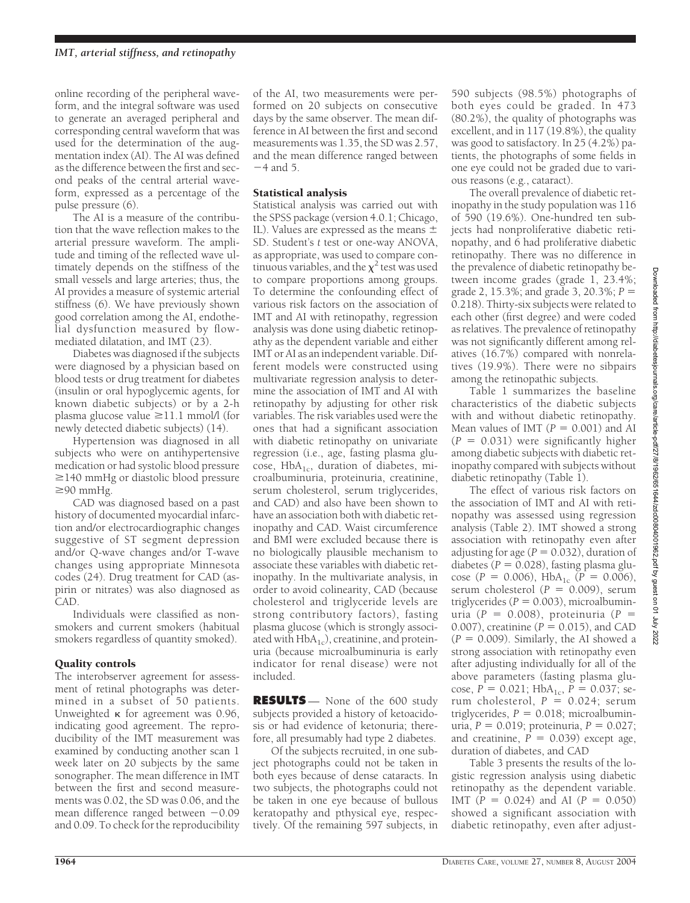online recording of the peripheral waveform, and the integral software was used to generate an averaged peripheral and corresponding central waveform that was used for the determination of the augmentation index (AI). The AI was defined as the difference between the first and second peaks of the central arterial waveform, expressed as a percentage of the pulse pressure (6).

The AI is a measure of the contribution that the wave reflection makes to the arterial pressure waveform. The amplitude and timing of the reflected wave ultimately depends on the stiffness of the small vessels and large arteries; thus, the AI provides a measure of systemic arterial stiffness (6). We have previously shown good correlation among the AI, endothelial dysfunction measured by flow-mediated dilatation, and IMT (23).

Diabetes was diagnosed if the subjects were diagnosed by a physician based on blood tests or drug treatment for diabetes (insulin or oral hypoglycemic agents, for known diabetic subjects) or by a 2-h plasma glucose value ≥11.1 mmol/l (for newly detected diabetic subjects) (14).

Hypertension was diagnosed in all subjects who were on antihypertensive medication or had systolic blood pressure ≥140 mmHg or diastolic blood pressure ≥90 mmHg.

CAD was diagnosed based on a past history of documented myocardial infarction and/or electrocardiographic changes suggestive of ST segment depression and/or Q-wave changes and/or T-wave changes using appropriate Minnesota codes (24). Drug treatment for CAD (aspirin or nitrates) was also diagnosed as CAD.

Individuals were classified as nonsmokers and current smokers (habitual smokers regardless of quantity smoked).

### Quality controls

The interobserver agreement for assessment of retinal photographs was determined in a subset of 50 patients. Unweighted κ for agreement was 0.96, indicating good agreement. The reproducibility of the IMT measurement was examined by conducting another scan 1 week later on 20 subjects by the same sonographer. The mean difference in IMT between the first and second measurements was 0.02, the SD was 0.06, and the mean difference ranged between −0.09 and 0.09. To check for the reproducibility of the AI, two measurements were performed on 20 subjects on consecutive days by the same observer. The mean difference in AI between the first and second measurements was 1.35, the SD was 2.57, and the mean difference ranged between −4 and 5.

### Statistical analysis

Statistical analysis was carried out with the SPSS package (version 4.0.1; Chicago, IL). Values are expressed as the means ± SD. Student's *t* test or one-way ANOVA, as appropriate, was used to compare continuous variables, and the $\chi^2$ test was used to compare proportions among groups. To determine the confounding effect of various risk factors on the association of IMT and AI with retinopathy, regression analysis was done using diabetic retinopathy as the dependent variable and either IMT or AI as an independent variable. Different models were constructed using multivariate regression analysis to determine the association of IMT and AI with retinopathy by adjusting for other risk variables. The risk variables used were the ones that had a significant association with diabetic retinopathy on univariate regression (i.e., age, fasting plasma glucose, $HbA_{1c}$, duration of diabetes, microalbuminuria, proteinuria, creatinine, serum cholesterol, serum triglycerides, and CAD) and also have been shown to have an association both with diabetic retinopathy and CAD. Waist circumference and BMI were excluded because there is no biologically plausible mechanism to associate these variables with diabetic retinopathy. In the multivariate analysis, in order to avoid colinearity, CAD (because cholesterol and triglyceride levels are strong contributory factors), fasting plasma glucose (which is strongly associated with $HbA_{1c}$), creatinine, and proteinuria (because microalbuminuria is early indicator for renal disease) were not included.

## RESULTS

None of the 600 study subjects provided a history of ketoacidosis or had evidence of ketonuria; therefore, all presumably had type 2 diabetes.

Of the subjects recruited, in one subject photographs could not be taken in both eyes because of dense cataracts. In two subjects, the photographs could not be taken in one eye because of bullous keratopathy and pthysical eye, respectively. Of the remaining 597 subjects, in 590 subjects (98.5%) photographs of both eyes could be graded. In 473 (80.2%), the quality of photographs was excellent, and in 117 (19.8%), the quality was good to satisfactory. In 25 (4.2%) patients, the photographs of some fields in one eye could not be graded due to various reasons (e.g., cataract).

The overall prevalence of diabetic retinopathy in the study population was 116 of 590 (19.6%). One-hundred ten subjects had nonproliferative diabetic retinopathy, and 6 had proliferative diabetic retinopathy. There was no difference in the prevalence of diabetic retinopathy between income grades (grade 1, 23.4%; grade 2, 15.3%; and grade 3, 20.3%; $P = 0.218$). Thirty-six subjects were related to each other (first degree) and were coded as relatives. The prevalence of retinopathy was not significantly different among relatives (16.7%) compared with nonrelatives (19.9%). There were no sibpairs among the retinopathic subjects.

Table 1 summarizes the baseline characteristics of the diabetic subjects with and without diabetic retinopathy. Mean values of IMT ($P = 0.001$) and AI ($P = 0.031$) were significantly higher among diabetic subjects with diabetic retinopathy compared with subjects without diabetic retinopathy (Table 1).

The effect of various risk factors on the association of IMT and AI with retinopathy was assessed using regression analysis (Table 2). IMT showed a strong association with retinopathy even after adjusting for age ($P = 0.032$), duration of diabetes ($P = 0.028$), fasting plasma glucose ($P = 0.006$), $HbA_{1c}$ ($P = 0.006$), serum cholesterol ($P = 0.009$), serum triglycerides ($P = 0.003$), microalbuminuria ($P = 0.008$), proteinuria ($P = 0.007$), creatinine ($P = 0.015$), and CAD ($P = 0.009$). Similarly, the AI showed a strong association with retinopathy even after adjusting individually for all of the above parameters (fasting plasma glucose, $P = 0.021$; $HbA_{1c}$, $P = 0.037$; serum cholesterol, $P = 0.024$; serum triglycerides, $P = 0.018$; microalbuminuria, $P = 0.019$; proteinuria, $P = 0.027$; and creatinine, $P = 0.039$) except age, duration of diabetes, and CAD

Table 3 presents the results of the logistic regression analysis using diabetic retinopathy as the dependent variable. IMT ($P = 0.024$) and AI ($P = 0.050$) showed a significant association with diabetic retinopathy, even after adjust-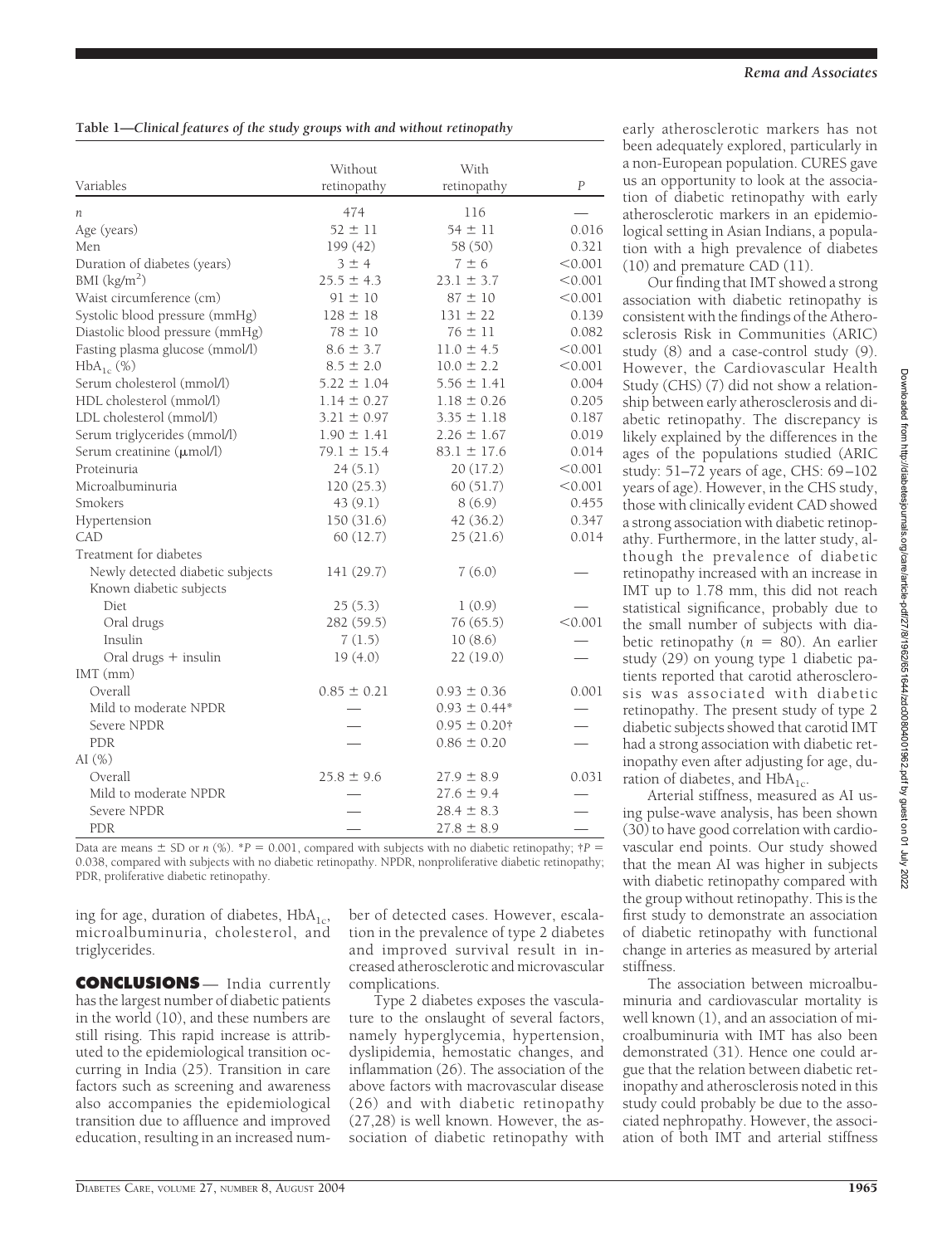**Table 1—Clinical features of the study groups with and without retinopathy**

| Variables | Without retinopathy | With retinopathy | $P$ |
|---|---|---|---|
| $n$ | 474 | 116 | — |
| Age (years) | 52 ± 11 | 54 ± 11 | 0.016 |
| Men | 199 (42) | 58 (50) | 0.321 |
| Duration of diabetes (years) | 3 ± 4 | 7 ± 6 | <0.001 |
| BMI (kg/m$^2$) | 25.5 ± 4.3 | 23.1 ± 3.7 | <0.001 |
| Waist circumference (cm) | 91 ± 10 | 87 ± 10 | <0.001 |
| Systolic blood pressure (mmHg) | 128 ± 18 | 131 ± 22 | 0.139 |
| Diastolic blood pressure (mmHg) | 78 ± 10 | 76 ± 11 | 0.082 |
| Fasting plasma glucose (mmol/l) | 8.6 ± 3.7 | 11.0 ± 4.5 | <0.001 |
| $HbA_{1c}$ (%) | 8.5 ± 2.0 | 10.0 ± 2.2 | <0.001 |
| Serum cholesterol (mmol/l) | 5.22 ± 1.04 | 5.56 ± 1.41 | 0.004 |
| HDL cholesterol (mmol/l) | 1.14 ± 0.27 | 1.18 ± 0.26 | 0.205 |
| LDL cholesterol (mmol/l) | 3.21 ± 0.97 | 3.35 ± 1.18 | 0.187 |
| Serum triglycerides (mmol/l) | 1.90 ± 1.41 | 2.26 ± 1.67 | 0.019 |
| Serum creatinine (μmol/l) | 79.1 ± 15.4 | 83.1 ± 17.6 | 0.014 |
| Proteinuria | 24 (5.1) | 20 (17.2) | <0.001 |
| Microalbuminuria | 120 (25.3) | 60 (51.7) | <0.001 |
| Smokers | 43 (9.1) | 8 (6.9) | 0.455 |
| Hypertension | 150 (31.6) | 42 (36.2) | 0.347 |
| CAD | 60 (12.7) | 25 (21.6) | 0.014 |
| Treatment for diabetes | | | |
| Newly detected diabetic subjects | 141 (29.7) | 7 (6.0) | — |
| Known diabetic subjects | | | |
| Diet | 25 (5.3) | 1 (0.9) | — |
| Oral drugs | 282 (59.5) | 76 (65.5) | <0.001 |
| Insulin | 7 (1.5) | 10 (8.6) | — |
| Oral drugs + insulin | 19 (4.0) | 22 (19.0) | — |
| IMT (mm) | | | |
| Overall | 0.85 ± 0.21 | 0.93 ± 0.36 | 0.001 |
| Mild to moderate NPDR | — | 0.93 ± 0.44* | — |
| Severe NPDR | — | 0.95 ± 0.20† | — |
| PDR | — | 0.86 ± 0.20 | — |
| AI (%) | | | |
| Overall | 25.8 ± 9.6 | 27.9 ± 8.9 | 0.031 |
| Mild to moderate NPDR | — | 27.6 ± 9.4 | — |
| Severe NPDR | — | 28.4 ± 8.3 | — |
| PDR | — | 27.8 ± 8.9 | — |

Data are means ± SD or $n$ (%). *$P$ = 0.001, compared with subjects with no diabetic retinopathy; †$P$ = 0.038, compared with subjects with no diabetic retinopathy. NPDR, nonproliferative diabetic retinopathy; PDR, proliferative diabetic retinopathy.

ing for age, duration of diabetes, $HbA_{1c}$, microalbuminuria, cholesterol, and triglycerides.

## CONCLUSIONS

India currently has the largest number of diabetic patients in the world (10), and these numbers are still rising. This rapid increase is attributed to the epidemiological transition occurring in India (25). Transition in care factors such as screening and awareness also accompanies the epidemiological transition due to affluence and improved education, resulting in an increased number of detected cases. However, escalation in the prevalence of type 2 diabetes and improved survival result in increased atherosclerotic and microvascular complications.

Type 2 diabetes exposes the vasculature to the onslaught of several factors, namely hyperglycemia, hypertension, dyslipidemia, hemostatic changes, and inflammation (26). The association of the above factors with macrovascular disease (26) and with diabetic retinopathy (27,28) is well known. However, the association of diabetic retinopathy with early atherosclerotic markers has not been adequately explored, particularly in a non-European population. CURES gave us an opportunity to look at the association of diabetic retinopathy with early atherosclerotic markers in an epidemiological setting in Asian Indians, a population with a high prevalence of diabetes (10) and premature CAD (11).

Our finding that IMT showed a strong association with diabetic retinopathy is consistent with the findings of the Atherosclerosis Risk in Communities (ARIC) study (8) and a case-control study (9). However, the Cardiovascular Health Study (CHS) (7) did not show a relationship between early atherosclerosis and diabetic retinopathy. The discrepancy is likely explained by the differences in the ages of the populations studied (ARIC study: 51–72 years of age, CHS: 69–102 years of age). However, in the CHS study, those with clinically evident CAD showed a strong association with diabetic retinopathy. Furthermore, in the latter study, although the prevalence of diabetic retinopathy increased with an increase in IMT up to 1.78 mm, this did not reach statistical significance, probably due to the small number of subjects with diabetic retinopathy ($n$ = 80). An earlier study (29) on young type 1 diabetic patients reported that carotid atherosclerosis was associated with diabetic retinopathy. The present study of type 2 diabetic subjects showed that carotid IMT had a strong association with diabetic retinopathy even after adjusting for age, duration of diabetes, and $HbA_{1c}$.

Arterial stiffness, measured as AI using pulse-wave analysis, has been shown (30) to have good correlation with cardiovascular end points. Our study showed that the mean AI was higher in subjects with diabetic retinopathy compared with the group without retinopathy. This is the first study to demonstrate an association of diabetic retinopathy with functional change in arteries as measured by arterial stiffness.

The association between microalbuminuria and cardiovascular mortality is well known (1), and an association of microalbuminuria with IMT has also been demonstrated (31). Hence one could argue that the relation between diabetic retinopathy and atherosclerosis noted in this study could probably be due to the associated nephropathy. However, the association of both IMT and arterial stiffness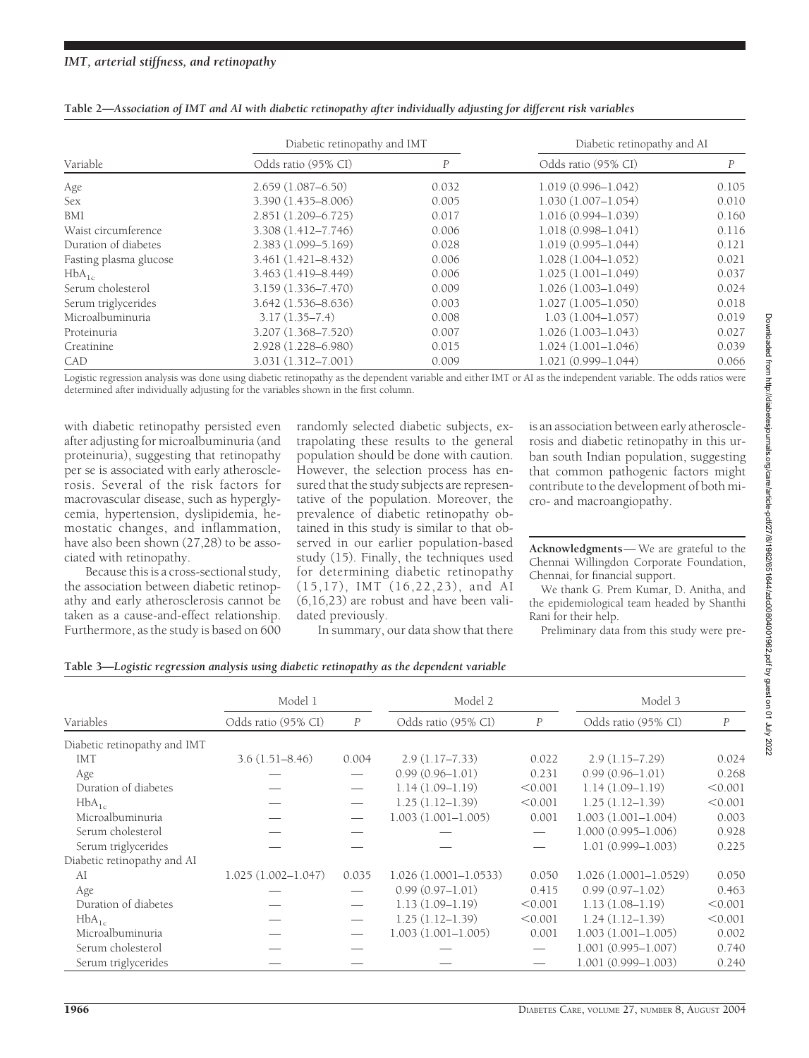**Table 2—Association of IMT and AI with diabetic retinopathy after individually adjusting for different risk variables**

| Variable | Diabetic retinopathy and IMT | | Diabetic retinopathy and AI | |
|---|---|---|---|---|
| | Odds ratio (95% CI) | $P$ | Odds ratio (95% CI) | $P$ |
| Age | 2.659 (1.087–6.50) | 0.032 | 1.019 (0.996–1.042) | 0.105 |
| Sex | 3.390 (1.435–8.006) | 0.005 | 1.030 (1.007–1.054) | 0.010 |
| BMI | 2.851 (1.209–6.725) | 0.017 | 1.016 (0.994–1.039) | 0.160 |
| Waist circumference | 3.308 (1.412–7.746) | 0.006 | 1.018 (0.998–1.041) | 0.116 |
| Duration of diabetes | 2.383 (1.099–5.169) | 0.028 | 1.019 (0.995–1.044) | 0.121 |
| Fasting plasma glucose | 3.461 (1.421–8.432) | 0.006 | 1.028 (1.004–1.052) | 0.021 |
| $HbA_{1c}$ | 3.463 (1.419–8.449) | 0.006 | 1.025 (1.001–1.049) | 0.037 |
| Serum cholesterol | 3.159 (1.336–7.470) | 0.009 | 1.026 (1.003–1.049) | 0.024 |
| Serum triglycerides | 3.642 (1.536–8.636) | 0.003 | 1.027 (1.005–1.050) | 0.018 |
| Microalbuminuria | 3.17 (1.35–7.4) | 0.008 | 1.03 (1.004–1.057) | 0.019 |
| Proteinuria | 3.207 (1.368–7.520) | 0.007 | 1.026 (1.003–1.043) | 0.027 |
| Creatinine | 2.928 (1.228–6.980) | 0.015 | 1.024 (1.001–1.046) | 0.039 |
| CAD | 3.031 (1.312–7.001) | 0.009 | 1.021 (0.999–1.044) | 0.066 |

Logistic regression analysis was done using diabetic retinopathy as the dependent variable and either IMT or AI as the independent variable. The odds ratios were determined after individually adjusting for the variables shown in the first column.

with diabetic retinopathy persisted even after adjusting for microalbuminuria (and proteinuria), suggesting that retinopathy per se is associated with early atherosclerosis. Several of the risk factors for macrovascular disease, such as hyperglycemia, hypertension, dyslipidemia, hemostatic changes, and inflammation, have also been shown (27,28) to be associated with retinopathy.

Because this is a cross-sectional study, the association between diabetic retinopathy and early atherosclerosis cannot be taken as a cause-and-effect relationship. Furthermore, as the study is based on 600 randomly selected diabetic subjects, extrapolating these results to the general population should be done with caution. However, the selection process has ensured that the study subjects are representative of the population. Moreover, the prevalence of diabetic retinopathy obtained in this study is similar to that observed in our earlier population-based study (15). Finally, the techniques used for determining diabetic retinopathy (15,17), IMT (16,22,23), and AI (6,16,23) are robust and have been validated previously.

In summary, our data show that there is an association between early atherosclerosis and diabetic retinopathy in this urban south Indian population, suggesting that common pathogenic factors might contribute to the development of both micro- and macroangiopathy.

**Acknowledgments**— We are grateful to the Chennai Willingdon Corporate Foundation, Chennai, for financial support.

We thank G. Prem Kumar, D. Anitha, and the epidemiological team headed by Shanthi Rani for their help.

Preliminary data from this study were pre-

**Table 3—Logistic regression analysis using diabetic retinopathy as the dependent variable**

| Variables | Model 1 | | Model 2 | | Model 3 | |
|---|---|---|---|---|---|---|
| | Odds ratio (95% CI) | $P$ | Odds ratio (95% CI) | $P$ | Odds ratio (95% CI) | $P$ |
| Diabetic retinopathy and IMT | | | | | | |
| IMT | 3.6 (1.51–8.46) | 0.004 | 2.9 (1.17–7.33) | 0.022 | 2.9 (1.15–7.29) | 0.024 |
| Age | — | — | 0.99 (0.96–1.01) | 0.231 | 0.99 (0.96–1.01) | 0.268 |
| Duration of diabetes | — | — | 1.14 (1.09–1.19) | <0.001 | 1.14 (1.09–1.19) | <0.001 |
| $HbA_{1c}$ | — | — | 1.25 (1.12–1.39) | <0.001 | 1.25 (1.12–1.39) | <0.001 |
| Microalbuminuria | — | — | 1.003 (1.001–1.005) | 0.001 | 1.003 (1.001–1.004) | 0.003 |
| Serum cholesterol | — | — | — | — | 1.000 (0.995–1.006) | 0.928 |
| Serum triglycerides | — | — | — | — | 1.01 (0.999–1.003) | 0.225 |
| Diabetic retinopathy and AI | | | | | | |
| AI | 1.025 (1.002–1.047) | 0.035 | 1.026 (1.0001–1.0533) | 0.050 | 1.026 (1.0001–1.0529) | 0.050 |
| Age | — | — | 0.99 (0.97–1.01) | 0.415 | 0.99 (0.97–1.02) | 0.463 |
| Duration of diabetes | — | — | 1.13 (1.09–1.19) | <0.001 | 1.13 (1.08–1.19) | <0.001 |
| $HbA_{1c}$ | — | — | 1.25 (1.12–1.39) | <0.001 | 1.24 (1.12–1.39) | <0.001 |
| Microalbuminuria | — | — | 1.003 (1.001–1.005) | 0.001 | 1.003 (1.001–1.005) | 0.002 |
| Serum cholesterol | — | — | — | — | 1.001 (0.995–1.007) | 0.740 |
| Serum triglycerides | — | — | — | — | 1.001 (0.999–1.003) | 0.240 |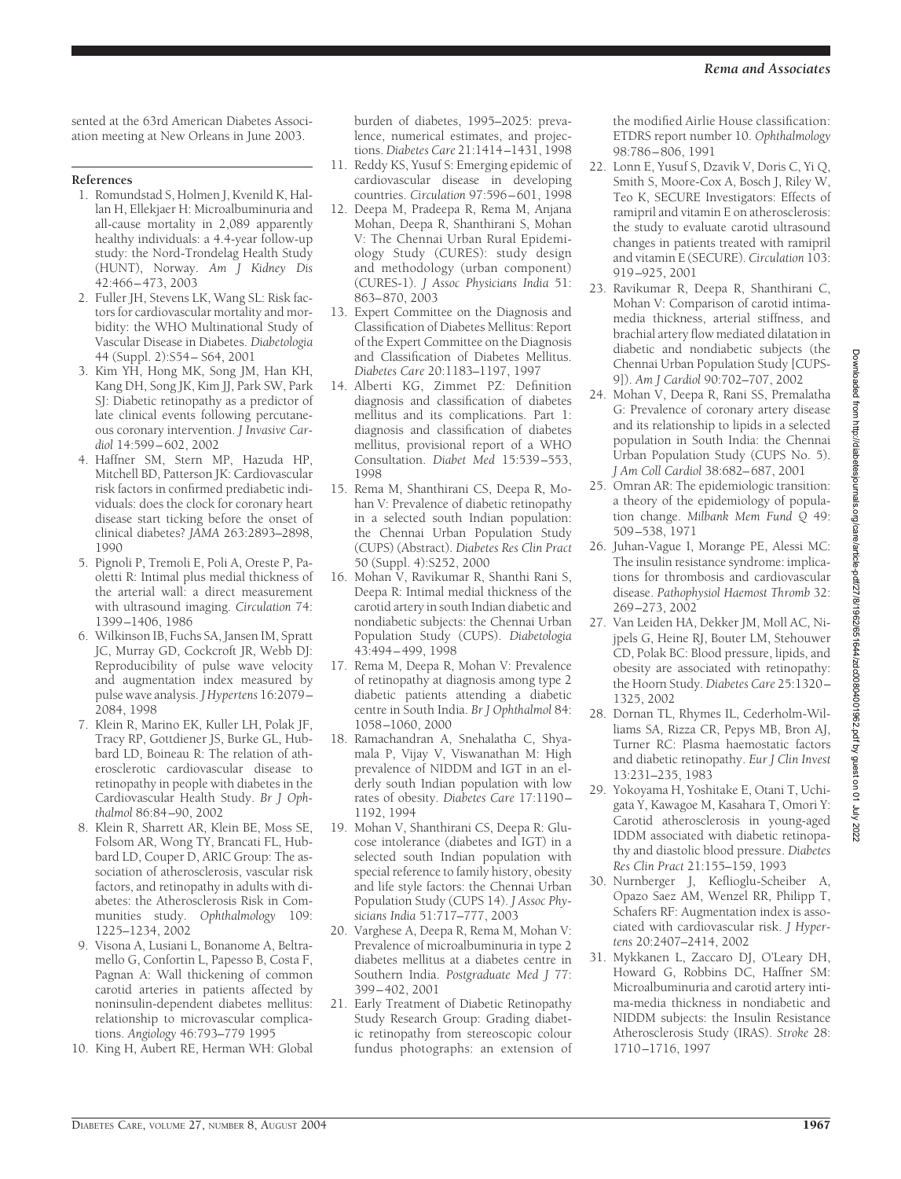sented at the 63rd American Diabetes Association meeting at New Orleans in June 2003.

## References

1. Romundstad S, Holmen J, Kvenild K, Hallan H, Ellekjaer H: Microalbuminuria and all-cause mortality in 2,089 apparently healthy individuals: a 4.4-year follow-up study: the Nord-Trondelag Health Study (HUNT), Norway. *Am J Kidney Dis* 42:466–473, 2003
2. Fuller JH, Stevens LK, Wang SL: Risk factors for cardiovascular mortality and morbidity: the WHO Multinational Study of Vascular Disease in Diabetes. *Diabetologia* 44 (Suppl. 2):S54–S64, 2001
3. Kim YH, Hong MK, Song JM, Han KH, Kang DH, Song JK, Kim JJ, Park SW, Park SJ: Diabetic retinopathy as a predictor of late clinical events following percutaneous coronary intervention. *J Invasive Cardiol* 14:599–602, 2002
4. Haffner SM, Stern MP, Hazuda HP, Mitchell BD, Patterson JK: Cardiovascular risk factors in confirmed prediabetic individuals: does the clock for coronary heart disease start ticking before the onset of clinical diabetes? *JAMA* 263:2893–2898, 1990
5. Pignoli P, Tremoli E, Poli A, Oreste P, Paoletti R: Intimal plus medial thickness of the arterial wall: a direct measurement with ultrasound imaging. *Circulation* 74:1399–1406, 1986
6. Wilkinson IB, Fuchs SA, Jansen IM, Spratt JC, Murray GD, Cockcroft JR, Webb DJ: Reproducibility of pulse wave velocity and augmentation index measured by pulse wave analysis. *J Hypertens* 16:2079–2084, 1998
7. Klein R, Marino EK, Kuller LH, Polak JF, Tracy RP, Gottdiener JS, Burke GL, Hubbard LD, Boineau R: The relation of atherosclerotic cardiovascular disease to retinopathy in people with diabetes in the Cardiovascular Health Study. *Br J Ophthalmol* 86:84–90, 2002
8. Klein R, Sharrett AR, Klein BE, Moss SE, Folsom AR, Wong TY, Brancati FL, Hubbard LD, Couper D, ARIC Group: The association of atherosclerosis, vascular risk factors, and retinopathy in adults with diabetes: the Atherosclerosis Risk in Communities study. *Ophthalmology* 109:1225–1234, 2002
9. Visona A, Lusiani L, Bonanome A, Beltramello G, Confortin L, Papesso B, Costa F, Pagnan A: Wall thickening of common carotid arteries in patients affected by noninsulin-dependent diabetes mellitus: relationship to microvascular complications. *Angiology* 46:793–779 1995
10. King H, Aubert RE, Herman WH: Global burden of diabetes, 1995–2025: prevalence, numerical estimates, and projections. *Diabetes Care* 21:1414–1431, 1998
11. Reddy KS, Yusuf S: Emerging epidemic of cardiovascular disease in developing countries. *Circulation* 97:596–601, 1998
12. Deepa M, Pradeepa R, Rema M, Anjana Mohan, Deepa R, Shanthirani S, Mohan V: The Chennai Urban Rural Epidemiology Study (CURES): study design and methodology (urban component) (CURES-1). *J Assoc Physicians India* 51:863–870, 2003
13. Expert Committee on the Diagnosis and Classification of Diabetes Mellitus: Report of the Expert Committee on the Diagnosis and Classification of Diabetes Mellitus. *Diabetes Care* 20:1183–1197, 1997
14. Alberti KG, Zimmet PZ: Definition diagnosis and classification of diabetes mellitus and its complications. Part 1: diagnosis and classification of diabetes mellitus, provisional report of a WHO Consultation. *Diabet Med* 15:539–553, 1998
15. Rema M, Shanthirani CS, Deepa R, Mohan V: Prevalence of diabetic retinopathy in a selected south Indian population: the Chennai Urban Population Study (CUPS) (Abstract). *Diabetes Res Clin Pract* 50 (Suppl. 4):S252, 2000
16. Mohan V, Ravikumar R, Shanthi Rani S, Deepa R: Intimal medial thickness of the carotid artery in south Indian diabetic and nondiabetic subjects: the Chennai Urban Population Study (CUPS). *Diabetologia* 43:494–499, 1998
17. Rema M, Deepa R, Mohan V: Prevalence of retinopathy at diagnosis among type 2 diabetic patients attending a diabetic centre in South India. *Br J Ophthalmol* 84:1058–1060, 2000
18. Ramachandran A, Snehalatha C, Shyamala P, Vijay V, Viswanathan M: High prevalence of NIDDM and IGT in an elderly south Indian population with low rates of obesity. *Diabetes Care* 17:1190–1192, 1994
19. Mohan V, Shanthirani CS, Deepa R: Glucose intolerance (diabetes and IGT) in a selected south Indian population with special reference to family history, obesity and life style factors: the Chennai Urban Population Study (CUPS 14). *J Assoc Physicians India* 51:717–777, 2003
20. Varghese A, Deepa R, Rema M, Mohan V: Prevalence of microalbuminuria in type 2 diabetes mellitus at a diabetes centre in Southern India. *Postgraduate Med J* 77:399–402, 2001
21. Early Treatment of Diabetic Retinopathy Study Research Group: Grading diabetic retinopathy from stereoscopic colour fundus photographs: an extension of the modified Airlie House classification: ETDRS report number 10. *Ophthalmology* 98:786–806, 1991
22. Lonn E, Yusuf S, Dzavik V, Doris C, Yi Q, Smith S, Moore-Cox A, Bosch J, Riley W, Teo K, SECURE Investigators: Effects of ramipril and vitamin E on atherosclerosis: the study to evaluate carotid ultrasound changes in patients treated with ramipril and vitamin E (SECURE). *Circulation* 103:919–925, 2001
23. Ravikumar R, Deepa R, Shanthirani C, Mohan V: Comparison of carotid intima-media thickness, arterial stiffness, and brachial artery flow mediated dilatation in diabetic and nondiabetic subjects (the Chennai Urban Population Study [CUPS-9]). *Am J Cardiol* 90:702–707, 2002
24. Mohan V, Deepa R, Rani SS, Premalatha G: Prevalence of coronary artery disease and its relationship to lipids in a selected population in South India: the Chennai Urban Population Study (CUPS No. 5). *J Am Coll Cardiol* 38:682–687, 2001
25. Omran AR: The epidemiologic transition: a theory of the epidemiology of population change. *Milbank Mem Fund Q* 49:509–538, 1971
26. Juhan-Vague I, Morange PE, Alessi MC: The insulin resistance syndrome: implications for thrombosis and cardiovascular disease. *Pathophysiol Haemost Thromb* 32:269–273, 2002
27. Van Leiden HA, Dekker JM, Moll AC, Nijpels G, Heine RJ, Bouter LM, Stehouwer CD, Polak BC: Blood pressure, lipids, and obesity are associated with retinopathy: the Hoorn Study. *Diabetes Care* 25:1320–1325, 2002
28. Dornan TL, Rhymes IL, Cederholm-Williams SA, Rizza CR, Pepys MB, Bron AJ, Turner RC: Plasma haemostatic factors and diabetic retinopathy. *Eur J Clin Invest* 13:231–235, 1983
29. Yokoyama H, Yoshitake E, Otani T, Uchigata Y, Kawagoe M, Kasahara T, Omori Y: Carotid atherosclerosis in young-aged IDDM associated with diabetic retinopathy and diastolic blood pressure. *Diabetes Res Clin Pract* 21:155–159, 1993
30. Nurnberger J, Keflioglu-Scheiber A, Opazo Saez AM, Wenzel RR, Philipp T, Schafers RF: Augmentation index is associated with cardiovascular risk. *J Hypertens* 20:2407–2414, 2002
31. Mykkanen L, Zaccaro DJ, O'Leary DH, Howard G, Robbins DC, Haffner SM: Microalbuminuria and carotid artery intima-media thickness in nondiabetic and NIDDM subjects: the Insulin Resistance Atherosclerosis Study (IRAS). *Stroke* 28:1710–1716, 1997